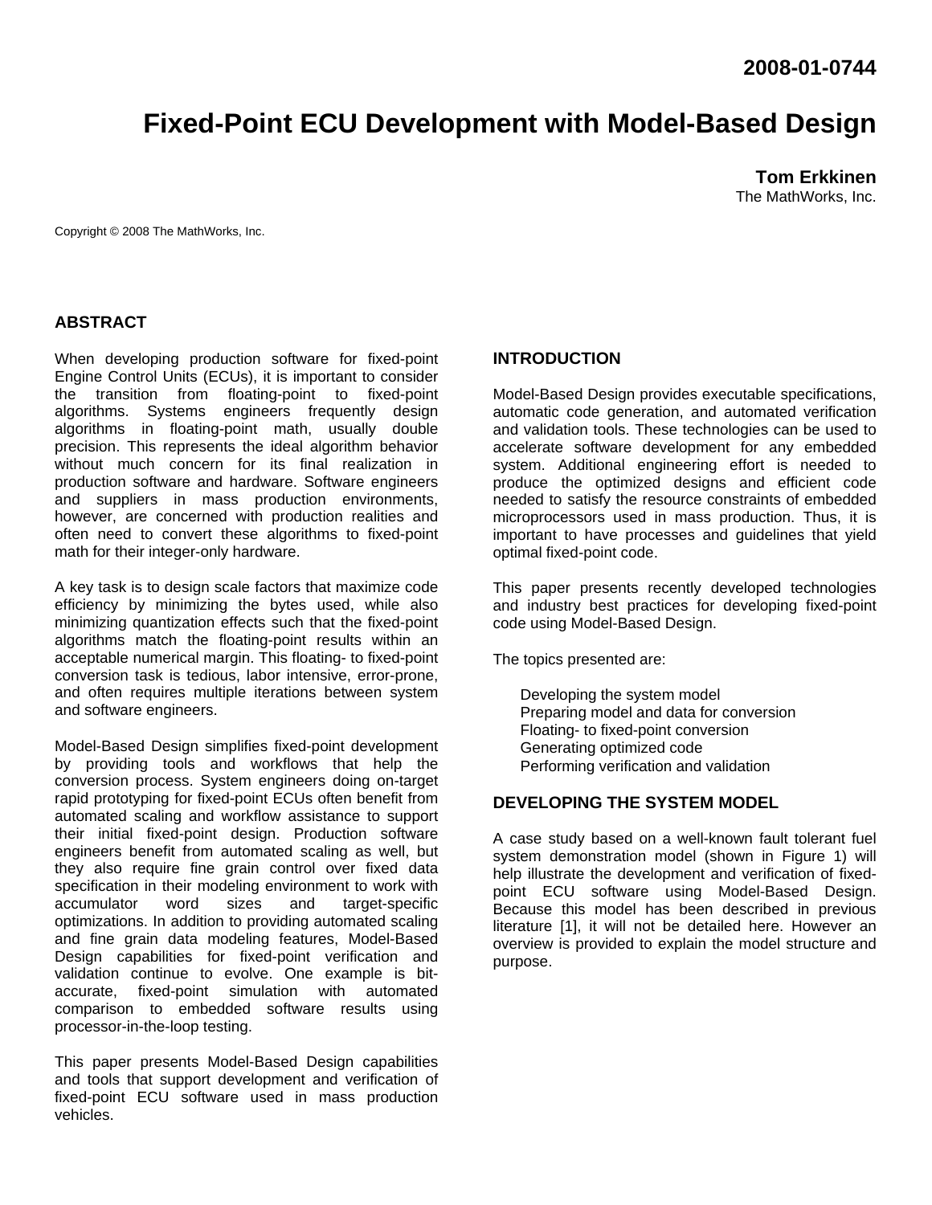2008-01-0744

# Fixed-Point ECU Development with Model-Based Design

**Tom Erkkinen**
The MathWorks, Inc.

Copyright © 2008 The MathWorks, Inc.

## ABSTRACT

When developing production software for fixed-point Engine Control Units (ECUs), it is important to consider the transition from floating-point to fixed-point algorithms. Systems engineers frequently design algorithms in floating-point math, usually double precision. This represents the ideal algorithm behavior without much concern for its final realization in production software and hardware. Software engineers and suppliers in mass production environments, however, are concerned with production realities and often need to convert these algorithms to fixed-point math for their integer-only hardware.

A key task is to design scale factors that maximize code efficiency by minimizing the bytes used, while also minimizing quantization effects such that the fixed-point algorithms match the floating-point results within an acceptable numerical margin. This floating- to fixed-point conversion task is tedious, labor intensive, error-prone, and often requires multiple iterations between system and software engineers.

Model-Based Design simplifies fixed-point development by providing tools and workflows that help the conversion process. System engineers doing on-target rapid prototyping for fixed-point ECUs often benefit from automated scaling and workflow assistance to support their initial fixed-point design. Production software engineers benefit from automated scaling as well, but they also require fine grain control over fixed data specification in their modeling environment to work with accumulator word sizes and target-specific optimizations. In addition to providing automated scaling and fine grain data modeling features, Model-Based Design capabilities for fixed-point verification and validation continue to evolve. One example is bit-accurate, fixed-point simulation with automated comparison to embedded software results using processor-in-the-loop testing.

This paper presents Model-Based Design capabilities and tools that support development and verification of fixed-point ECU software used in mass production vehicles.

## INTRODUCTION

Model-Based Design provides executable specifications, automatic code generation, and automated verification and validation tools. These technologies can be used to accelerate software development for any embedded system. Additional engineering effort is needed to produce the optimized designs and efficient code needed to satisfy the resource constraints of embedded microprocessors used in mass production. Thus, it is important to have processes and guidelines that yield optimal fixed-point code.

This paper presents recently developed technologies and industry best practices for developing fixed-point code using Model-Based Design.

The topics presented are:

- Developing the system model
- Preparing model and data for conversion
- Floating- to fixed-point conversion
- Generating optimized code
- Performing verification and validation

## DEVELOPING THE SYSTEM MODEL

A case study based on a well-known fault tolerant fuel system demonstration model (shown in Figure 1) will help illustrate the development and verification of fixed-point ECU software using Model-Based Design. Because this model has been described in previous literature [1], it will not be detailed here. However an overview is provided to explain the model structure and purpose.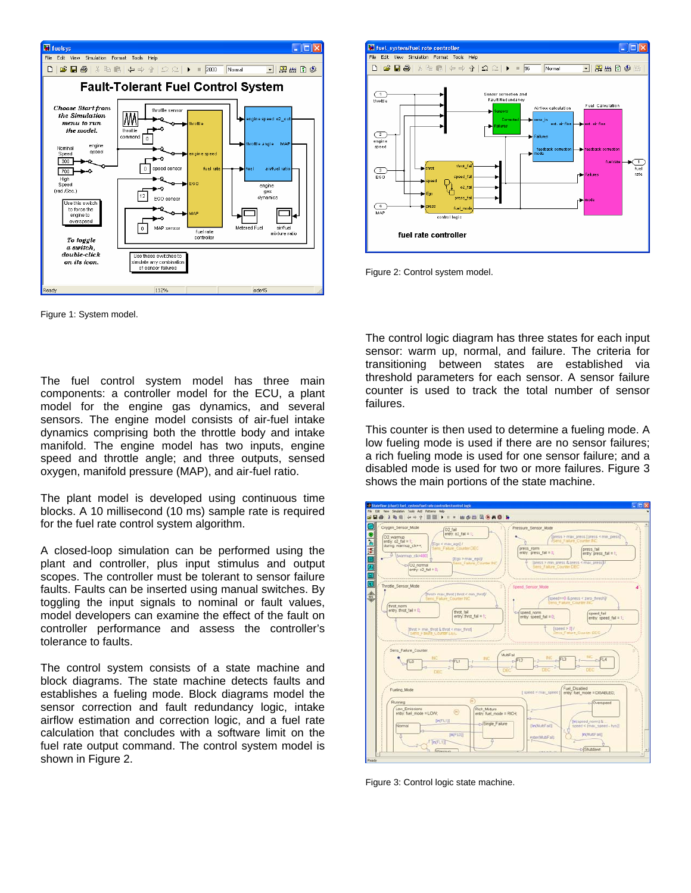Figure 1: System model.

The fuel control system model has three main components: a controller model for the ECU, a plant model for the engine gas dynamics, and several sensors. The engine model consists of air-fuel intake dynamics comprising both the throttle body and intake manifold. The engine model has two inputs, engine speed and throttle angle; and three outputs, sensed oxygen, manifold pressure (MAP), and air-fuel ratio.

The plant model is developed using continuous time blocks. A 10 millisecond (10 ms) sample rate is required for the fuel rate control system algorithm.

A closed-loop simulation can be performed using the plant and controller, plus input stimulus and output scopes. The controller must be tolerant to sensor failure faults. Faults can be inserted using manual switches. By toggling the input signals to nominal or fault values, model developers can examine the effect of the fault on controller performance and assess the controller's tolerance to faults.

The control system consists of a state machine and block diagrams. The state machine detects faults and establishes a fueling mode. Block diagrams model the sensor correction and fault redundancy logic, intake airflow estimation and correction logic, and a fuel rate calculation that concludes with a software limit on the fuel rate output command. The control system model is shown in Figure 2.

Figure 2: Control system model.

The control logic diagram has three states for each input sensor: warm up, normal, and failure. The criteria for transitioning between states are established via threshold parameters for each sensor. A sensor failure counter is used to track the total number of sensor failures.

This counter is then used to determine a fueling mode. A low fueling mode is used if there are no sensor failures; a rich fueling mode is used for one sensor failure; and a disabled mode is used for two or more failures. Figure 3 shows the main portions of the state machine.

Figure 3: Control logic state machine.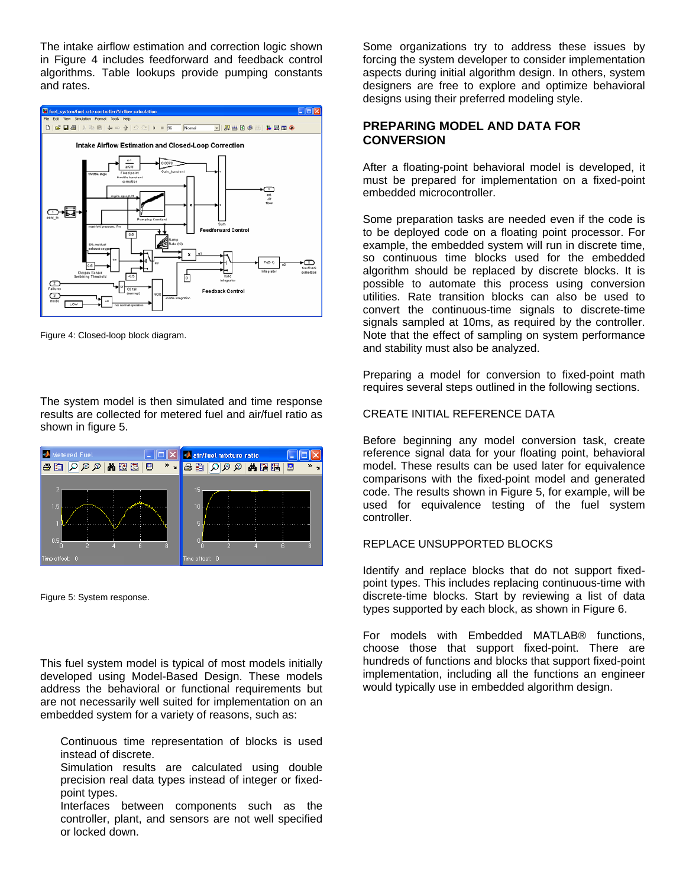The intake airflow estimation and correction logic shown in Figure 4 includes feedforward and feedback control algorithms. Table lookups provide pumping constants and rates.

Figure 4: Closed-loop block diagram.

The system model is then simulated and time response results are collected for metered fuel and air/fuel ratio as shown in figure 5.

Figure 5: System response.

This fuel system model is typical of most models initially developed using Model-Based Design. These models address the behavioral or functional requirements but are not necessarily well suited for implementation on an embedded system for a variety of reasons, such as:

- Continuous time representation of blocks is used instead of discrete.
- Simulation results are calculated using double precision real data types instead of integer or fixed-point types.
- Interfaces between components such as the controller, plant, and sensors are not well specified or locked down.

Some organizations try to address these issues by forcing the system developer to consider implementation aspects during initial algorithm design. In others, system designers are free to explore and optimize behavioral designs using their preferred modeling style.

## PREPARING MODEL AND DATA FOR CONVERSION

After a floating-point behavioral model is developed, it must be prepared for implementation on a fixed-point embedded microcontroller.

Some preparation tasks are needed even if the code is to be deployed code on a floating point processor. For example, the embedded system will run in discrete time, so continuous time blocks used for the embedded algorithm should be replaced by discrete blocks. It is possible to automate this process using conversion utilities. Rate transition blocks can also be used to convert the continuous-time signals to discrete-time signals sampled at 10ms, as required by the controller. Note that the effect of sampling on system performance and stability must also be analyzed.

Preparing a model for conversion to fixed-point math requires several steps outlined in the following sections.

### CREATE INITIAL REFERENCE DATA

Before beginning any model conversion task, create reference signal data for your floating point, behavioral model. These can be used later for equivalence comparisons with the fixed-point model and generated code. The results shown in Figure 5, for example, will be used for equivalence testing of the fuel system controller.

### REPLACE UNSUPPORTED BLOCKS

Identify and replace blocks that do not support fixed-point types. This includes replacing continuous-time with discrete-time blocks. Start by reviewing a list of data types supported by each block, as shown in Figure 6.

For models with Embedded MATLAB® functions, choose those that support fixed-point. There are hundreds of functions and blocks that support fixed-point implementation, including all the functions an engineer would typically use in embedded algorithm design.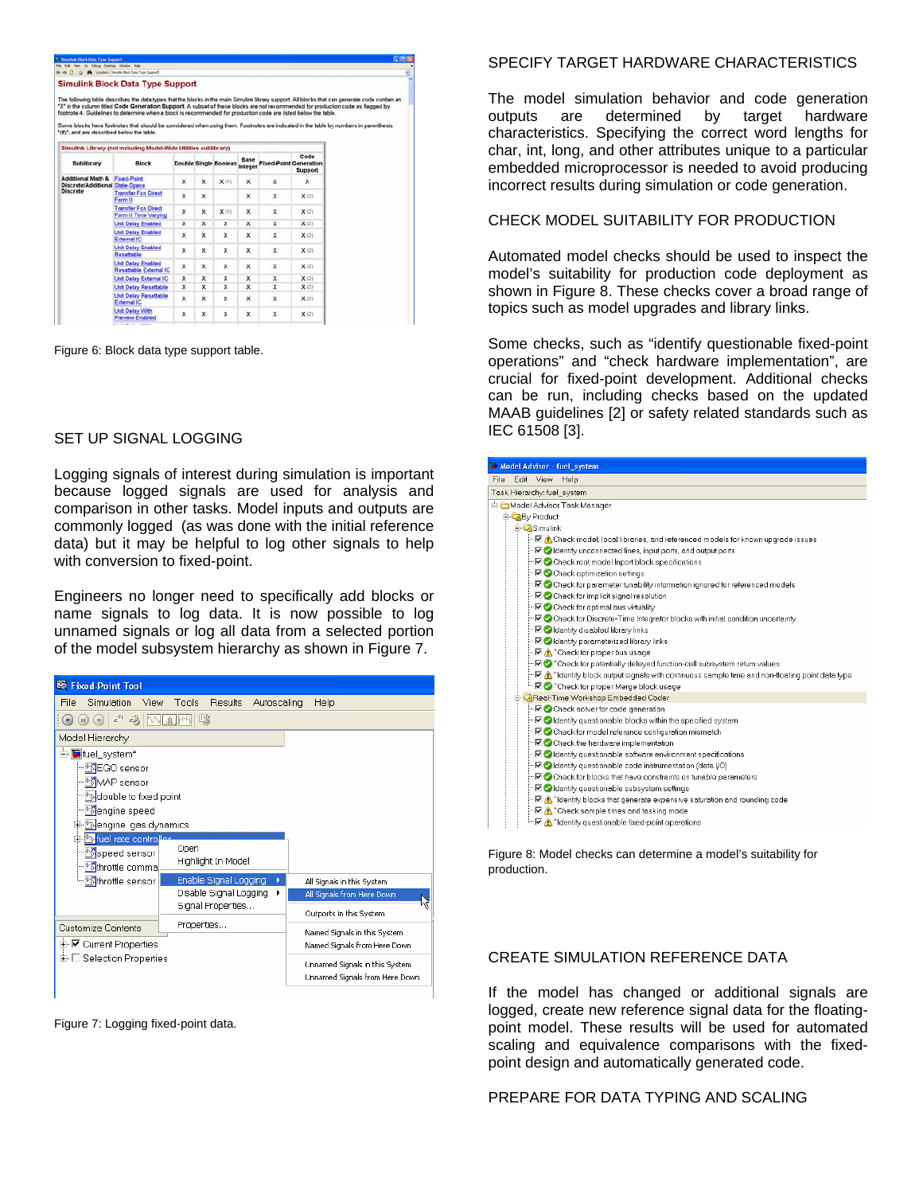Figure 6: Block data type support table.

## SET UP SIGNAL LOGGING

Logging signals of interest during simulation is important because logged signals are used for analysis and comparison in other tasks. Model inputs and outputs are commonly logged (as was done with the initial reference data) but it may be helpful to log other signals to help with conversion to fixed-point.

Engineers no longer need to specifically add blocks or name signals to log data. It is now possible to log unnamed signals or log all data from a selected portion of the model subsystem hierarchy as shown in Figure 7.

Figure 7: Logging fixed-point data.

## SPECIFY TARGET HARDWARE CHARACTERISTICS

The model simulation behavior and code generation outputs are determined by target hardware characteristics. Specifying the correct word lengths for char, int, long, and other attributes unique to a particular embedded microprocessor is needed to avoid producing incorrect results during simulation or code generation.

## CHECK MODEL SUITABILITY FOR PRODUCTION

Automated model checks should be used to inspect the model's suitability for production code deployment as shown in Figure 8. These checks cover a broad range of topics such as model upgrades and library links.

Some checks, such as "identify questionable fixed-point operations" and "check hardware implementation", are crucial for fixed-point development. Additional checks can be run, including checks based on the updated MAAB guidelines [2] or safety related standards such as IEC 61508 [3].

Figure 8: Model checks can determine a model's suitability for production.

## CREATE SIMULATION REFERENCE DATA

If the model has changed or additional signals are logged, create new reference signal data for the floating-point model. These results will be used for automated scaling and equivalence comparisons with the fixed-point design and automatically generated code.

## PREPARE FOR DATA TYPING AND SCALING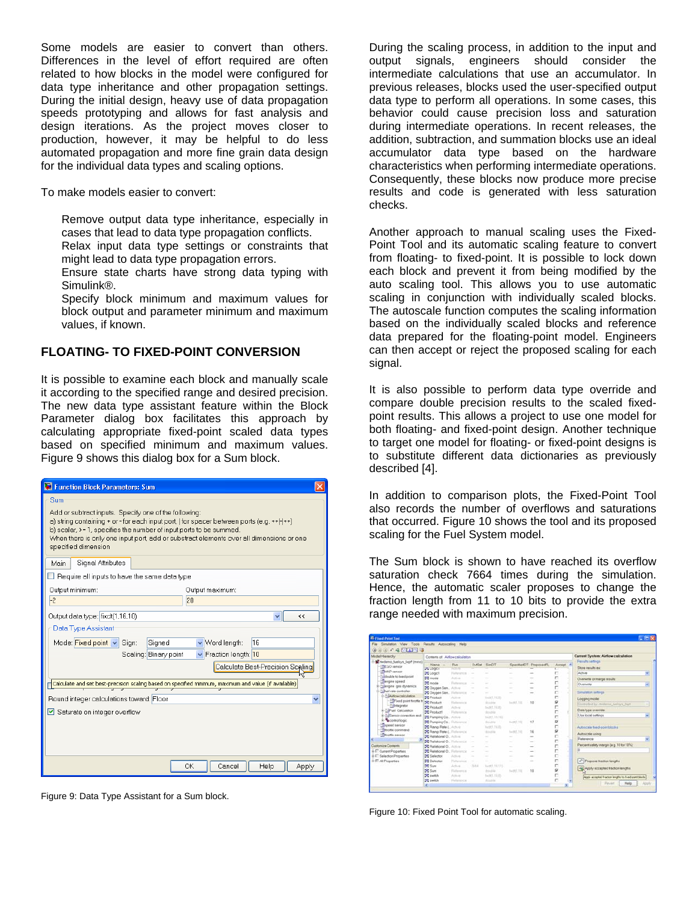Some models are easier to convert than others. Differences in the level of effort required are often related to how blocks in the model were configured for data type inheritance and other propagation settings. During the initial design, heavy use of data propagation speeds prototyping and allows for fast analysis and design iterations. As the project moves closer to production, however, it may be helpful to do less automated propagation and more fine grain data design for the individual data types and scaling options.

To make models easier to convert:

- Remove output data type inheritance, especially in cases that lead to data type propagation conflicts.
- Relax input data type settings or constraints that might lead to data type propagation errors.
- Ensure state charts have strong data typing with Simulink®.
- Specify block minimum and maximum values for block output and parameter minimum and maximum values, if known.

## FLOATING- TO FIXED-POINT CONVERSION

It is possible to examine each block and manually scale it according to the specified range and desired precision. The new data type assistant feature within the Block Parameter dialog box facilitates this approach by calculating appropriate fixed-point scaled data types based on specified minimum and maximum values. Figure 9 shows this dialog box for a Sum block.

Figure 9: Data Type Assistant for a Sum block.

During the scaling process, in addition to the input and output signals, engineers should consider the intermediate calculations that use an accumulator. In previous releases, blocks used the user-specified output data type to perform all operations. In some cases, this behavior could cause precision loss and saturation during intermediate operations. In recent releases, the addition, subtraction, and summation blocks use an ideal accumulator data type based on the hardware characteristics when performing intermediate operations. Consequently, these blocks now produce more precise results and code is generated with less saturation checks.

Another approach to manual scaling uses the Fixed-Point Tool and its automatic scaling feature to convert from floating- to fixed-point. It is possible to lock down each block and prevent it from being modified by the auto scaling tool. This allows you to use automatic scaling in conjunction with individually scaled blocks. The autoscale function computes the scaling information based on the individually scaled blocks and reference data prepared for the floating-point model. Engineers can then accept or reject the proposed scaling for each signal.

It is also possible to perform data type override and compare double precision results to the scaled fixed-point results. This allows a project to use one model for both floating- and fixed-point design. Another technique to target one model for floating- or fixed-point designs is to substitute different data dictionaries as previously described [4].

In addition to comparison plots, the Fixed-Point Tool also records the number of overflows and saturations that occurred. Figure 10 shows the tool and its proposed scaling for the Fuel System model.

The Sum block is shown to have reached its overflow saturation check 7664 times during the simulation. Hence, the automatic scaler proposes to change the fraction length from 11 to 10 bits to provide the extra range needed with maximum precision.

Figure 10: Fixed Point Tool for automatic scaling.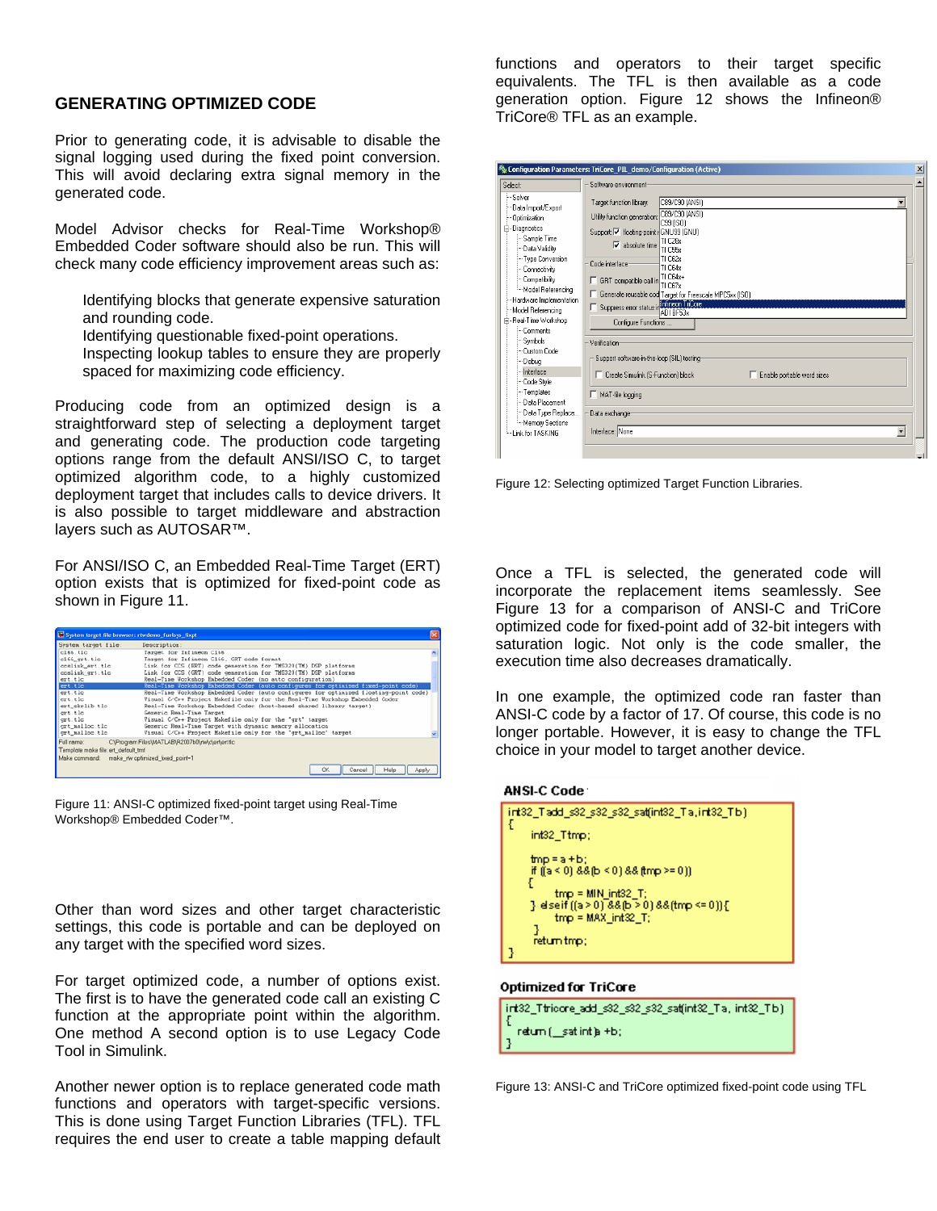## GENERATING OPTIMIZED CODE

Prior to generating code, it is advisable to disable the signal logging used during the fixed point conversion. This will avoid declaring extra signal memory in the generated code.

Model Advisor checks for Real-Time Workshop® Embedded Coder software should also be run. This will check many code efficiency improvement areas such as:

- Identifying blocks that generate expensive saturation and rounding code.
- Identifying questionable fixed-point operations.
- Inspecting lookup tables to ensure they are properly spaced for maximizing code efficiency.

Producing code from an optimized design is a straightforward step of selecting a deployment target and generating code. The production code targeting options range from the default ANSI/ISO C, to target optimized algorithm code, to a highly customized deployment target that includes calls to device drivers. It is also possible to target middleware and abstraction layers such as AUTOSAR™.

For ANSI/ISO C, an Embedded Real-Time Target (ERT) option exists that is optimized for fixed-point code as shown in Figure 11.

Figure 11: ANSI-C optimized fixed-point target using Real-Time Workshop® Embedded Coder™.

Other than word sizes and other target characteristic settings, this code is portable and can be deployed on any target with the specified word sizes.

For target optimized code, a number of options exist. The first is to have the generated code call an existing C function at the appropriate point within the algorithm. One method A second option is to use Legacy Code Tool in Simulink.

Another newer option is to replace generated code math functions and operators with target-specific versions. This is done using Target Function Libraries (TFL). TFL requires the end user to create a table mapping default functions and operators to their target specific equivalents. The TFL is then available as a code generation option. Figure 12 shows the Infineon® TriCore® TFL as an example.

Figure 12: Selecting optimized Target Function Libraries.

Once a TFL is selected, the generated code will incorporate the replacement items seamlessly. See Figure 13 for a comparison of ANSI-C and TriCore optimized code for fixed-point add of 32-bit integers with saturation logic. Not only is the code smaller, the execution time also decreases dramatically.

In one example, the optimized code ran faster than ANSI-C code by a factor of 17. Of course, this code is no longer portable. However, it is easy to change the TFL choice in your model to target another device.

**ANSI-C Code**

```
int32_T add_s32_s32_s32_sat(int32_T a, int32_T b)
{
    int32_T tmp;

    tmp = a + b;
    if ((a < 0) && (b < 0) && (tmp >= 0))
    {
        tmp = MIN_int32_T;
    } else if ((a > 0) && (b > 0) && (tmp <= 0)) {
        tmp = MAX_int32_T;
    }
    return tmp;
}
```

**Optimized for TriCore**

```
int32_T tricore_add_s32_s32_s32_sat(int32_T a, int32_T b)
{
  return (__sat int)a + b;
}
```

Figure 13: ANSI-C and TriCore optimized fixed-point code using TFL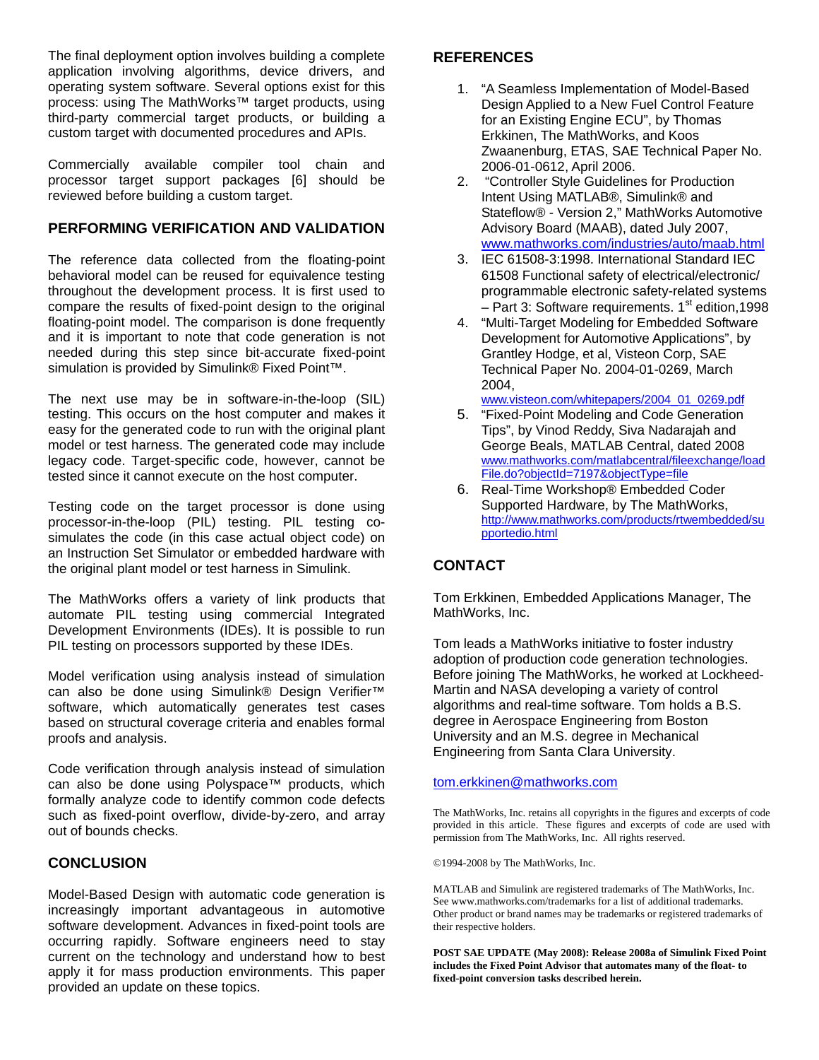The final deployment option involves building a complete application involving algorithms, device drivers, and operating system software. Several options exist for this process: using The MathWorks™ target products, using third-party commercial target products, or building a custom target with documented procedures and APIs.

Commercially available compiler tool chain and processor target support packages [6] should be reviewed before building a custom target.

## PERFORMING VERIFICATION AND VALIDATION

The reference data collected from the floating-point behavioral model can be reused for equivalence testing throughout the development process. It is first used to compare the results of fixed-point design to the original floating-point model. The comparison is done frequently and it is important to note that code generation is not needed during this step since bit-accurate fixed-point simulation is provided by Simulink® Fixed Point™.

The next use may be in software-in-the-loop (SIL) testing. This occurs on the host computer and makes it easy for the generated code to run with the original plant model or test harness. The generated code may include legacy code. Target-specific code, however, cannot be tested since it cannot execute on the host computer.

Testing code on the target processor is done using processor-in-the-loop (PIL) testing. PIL testing co-simulates the code (in this case actual object code) on an Instruction Set Simulator or embedded hardware with the original plant model or test harness in Simulink.

The MathWorks offers a variety of link products that automate PIL testing using commercial Integrated Development Environments (IDEs). It is possible to run PIL testing on processors supported by these IDEs.

Model verification using analysis instead of simulation can also be done using Simulink® Design Verifier™ software, which automatically generates test cases based on structural coverage criteria and enables formal proofs and analysis.

Code verification through analysis instead of simulation can also be done using Polyspace™ products, which formally analyze code to identify common code defects such as fixed-point overflow, divide-by-zero, and array out of bounds checks.

## CONCLUSION

Model-Based Design with automatic code generation is increasingly important advantageous in automotive software development. Advances in fixed-point tools are occurring rapidly. Software engineers need to stay current on the technology and understand how to best apply it for mass production environments. This paper provided an update on these topics.

## REFERENCES

1. "A Seamless Implementation of Model-Based Design Applied to a New Fuel Control Feature for an Existing Engine ECU", by Thomas Erkkinen, The MathWorks, and Koos Zwaanenburg, ETAS, SAE Technical Paper No. 2006-01-0612, April 2006.
2. "Controller Style Guidelines for Production Intent Using MATLAB®, Simulink® and Stateflow® - Version 2," MathWorks Automotive Advisory Board (MAAB), dated July 2007, www.mathworks.com/industries/auto/maab.html
3. IEC 61508-3:1998. International Standard IEC 61508 Functional safety of electrical/electronic/ programmable electronic safety-related systems – Part 3: Software requirements. 1st edition,1998
4. "Multi-Target Modeling for Embedded Software Development for Automotive Applications", by Grantley Hodge, et al, Visteon Corp, SAE Technical Paper No. 2004-01-0269, March 2004, www.visteon.com/whitepapers/2004_01_0269.pdf
5. "Fixed-Point Modeling and Code Generation Tips", by Vinod Reddy, Siva Nadarajah and George Beals, MATLAB Central, dated 2008 www.mathworks.com/matlabcentral/fileexchange/loadFile.do?objectId=7197&objectType=file
6. Real-Time Workshop® Embedded Coder Supported Hardware, by The MathWorks, http://www.mathworks.com/products/rtwembedded/supportedio.html

## CONTACT

Tom Erkkinen, Embedded Applications Manager, The MathWorks, Inc.

Tom leads a MathWorks initiative to foster industry adoption of production code generation technologies. Before joining The MathWorks, he worked at Lockheed-Martin and NASA developing a variety of control algorithms and real-time software. Tom holds a B.S. degree in Aerospace Engineering from Boston University and an M.S. degree in Mechanical Engineering from Santa Clara University.

tom.erkkinen@mathworks.com

The MathWorks, Inc. retains all copyrights in the figures and excerpts of code provided in this article. These figures and excerpts of code are used with permission from The MathWorks, Inc. All rights reserved.

©1994-2008 by The MathWorks, Inc.

MATLAB and Simulink are registered trademarks of The MathWorks, Inc. See www.mathworks.com/trademarks for a list of additional trademarks. Other product or brand names may be trademarks or registered trademarks of their respective holders.

**POST SAE UPDATE (May 2008): Release 2008a of Simulink Fixed Point includes the Fixed Point Advisor that automates many of the float- to fixed-point conversion tasks described herein.**